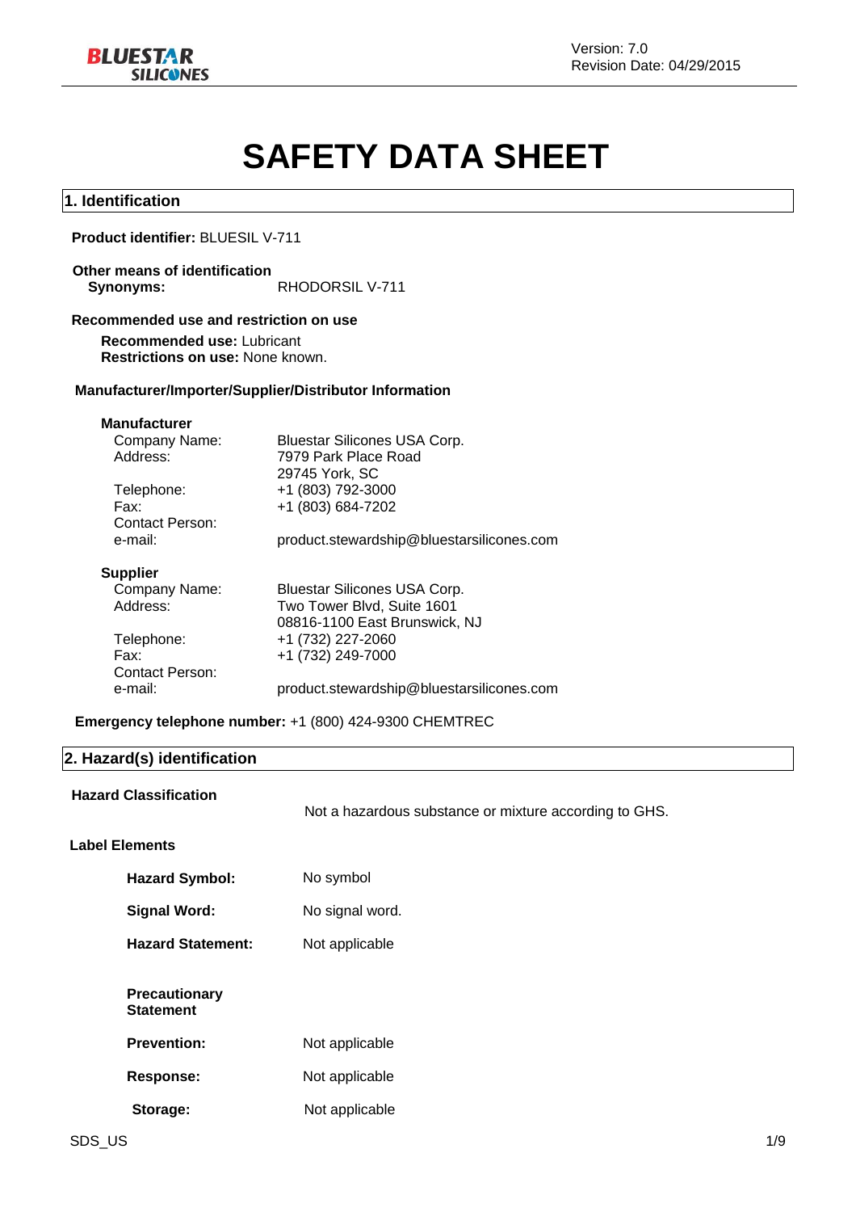# SAFETY DATA SHEET

## 1. Identification

**Product identifier:** BLUESIL V-711

**Other means of identification**

**Synonyms:** RHODORSIL V-711

**Recommended use and restriction on use**

**Recommended use:** Lubricant
**Restrictions on use:** None known.

**Manufacturer/Importer/Supplier/Distributor Information**

**Manufacturer**

| | |
|---|---|
| Company Name: | Bluestar Silicones USA Corp. |
| Address: | 7979 Park Place Road<br>29745 York, SC |
| Telephone: | +1 (803) 792-3000 |
| Fax: | +1 (803) 684-7202 |
| Contact Person: | |
| e-mail: | product.stewardship@bluestarsilicones.com |

**Supplier**

| | |
|---|---|
| Company Name: | Bluestar Silicones USA Corp. |
| Address: | Two Tower Blvd, Suite 1601<br>08816-1100 East Brunswick, NJ |
| Telephone: | +1 (732) 227-2060 |
| Fax: | +1 (732) 249-7000 |
| Contact Person: | |
| e-mail: | product.stewardship@bluestarsilicones.com |

**Emergency telephone number:** +1 (800) 424-9300 CHEMTREC

## 2. Hazard(s) identification

**Hazard Classification**

Not a hazardous substance or mixture according to GHS.

**Label Elements**

**Hazard Symbol:** No symbol

**Signal Word:** No signal word.

**Hazard Statement:** Not applicable

**Precautionary Statement**

**Prevention:** Not applicable

**Response:** Not applicable

**Storage:** Not applicable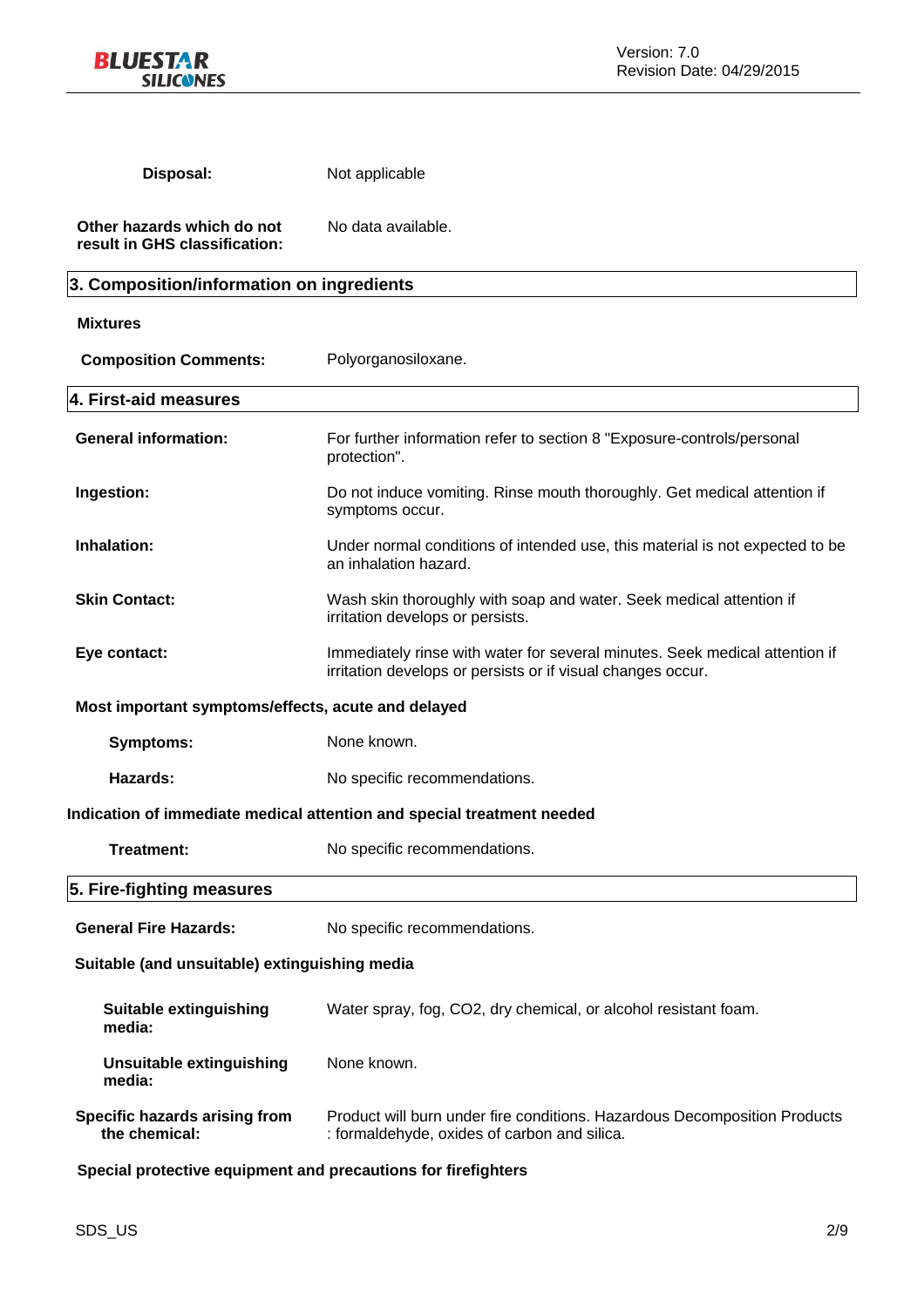**Disposal:** Not applicable

**Other hazards which do not result in GHS classification:** No data available.

## 3. Composition/information on ingredients

**Mixtures**

**Composition Comments:** Polyorganosiloxane.

## 4. First-aid measures

**General information:** For further information refer to section 8 "Exposure-controls/personal protection".

**Ingestion:** Do not induce vomiting. Rinse mouth thoroughly. Get medical attention if symptoms occur.

**Inhalation:** Under normal conditions of intended use, this material is not expected to be an inhalation hazard.

**Skin Contact:** Wash skin thoroughly with soap and water. Seek medical attention if irritation develops or persists.

**Eye contact:** Immediately rinse with water for several minutes. Seek medical attention if irritation develops or persists or if visual changes occur.

**Most important symptoms/effects, acute and delayed**

**Symptoms:** None known.

**Hazards:** No specific recommendations.

**Indication of immediate medical attention and special treatment needed**

**Treatment:** No specific recommendations.

## 5. Fire-fighting measures

**General Fire Hazards:** No specific recommendations.

**Suitable (and unsuitable) extinguishing media**

**Suitable extinguishing media:** Water spray, fog, $CO_2$, dry chemical, or alcohol resistant foam.

**Unsuitable extinguishing media:** None known.

**Specific hazards arising from the chemical:** Product will burn under fire conditions. Hazardous Decomposition Products : formaldehyde, oxides of carbon and silica.

**Special protective equipment and precautions for firefighters**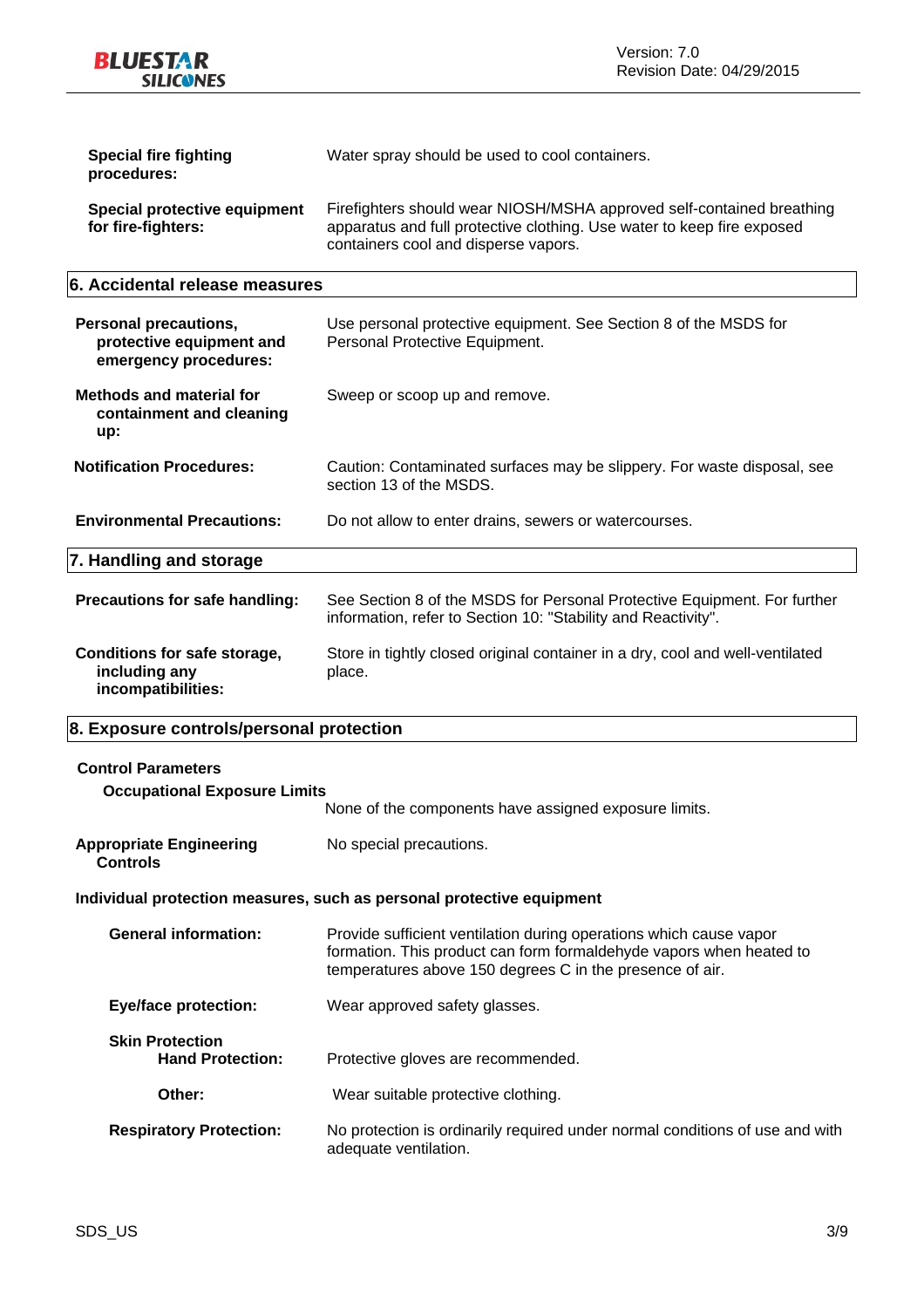**Special fire fighting procedures:** Water spray should be used to cool containers.

**Special protective equipment for fire-fighters:** Firefighters should wear NIOSH/MSHA approved self-contained breathing apparatus and full protective clothing. Use water to keep fire exposed containers cool and disperse vapors.

## 6. Accidental release measures

**Personal precautions, protective equipment and emergency procedures:** Use personal protective equipment. See Section 8 of the MSDS for Personal Protective Equipment.

**Methods and material for containment and cleaning up:** Sweep or scoop up and remove.

**Notification Procedures:** Caution: Contaminated surfaces may be slippery. For waste disposal, see section 13 of the MSDS.

**Environmental Precautions:** Do not allow to enter drains, sewers or watercourses.

## 7. Handling and storage

**Precautions for safe handling:** See Section 8 of the MSDS for Personal Protective Equipment. For further information, refer to Section 10: "Stability and Reactivity".

**Conditions for safe storage, including any incompatibilities:** Store in tightly closed original container in a dry, cool and well-ventilated place.

## 8. Exposure controls/personal protection

### Control Parameters

**Occupational Exposure Limits**

None of the components have assigned exposure limits.

**Appropriate Engineering Controls:** No special precautions.

### Individual protection measures, such as personal protective equipment

**General information:** Provide sufficient ventilation during operations which cause vapor formation. This product can form formaldehyde vapors when heated to temperatures above 150 degrees C in the presence of air.

**Eye/face protection:** Wear approved safety glasses.

**Skin Protection**

**Hand Protection:** Protective gloves are recommended.

**Other:** Wear suitable protective clothing.

**Respiratory Protection:** No protection is ordinarily required under normal conditions of use and with adequate ventilation.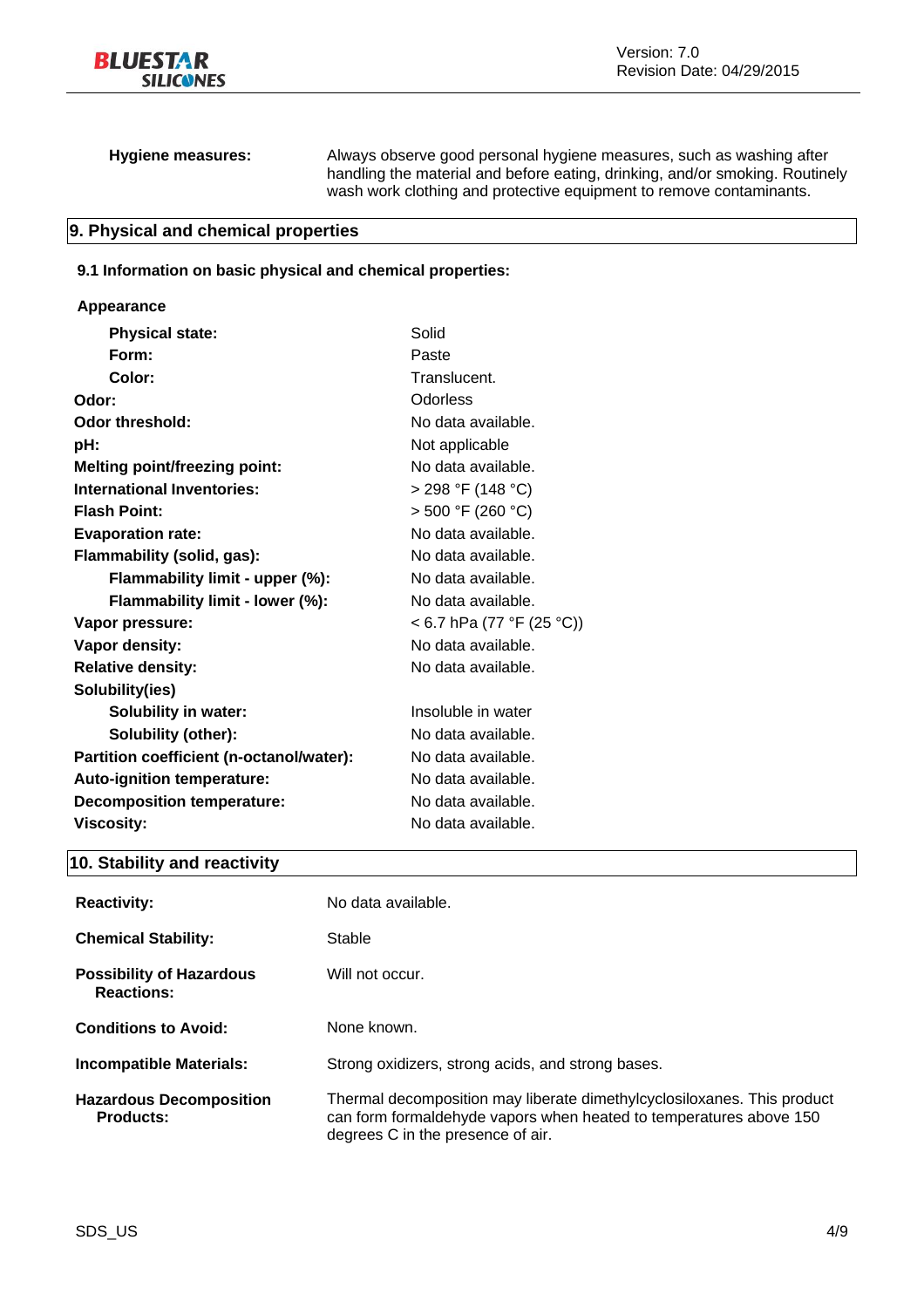**Hygiene measures:** Always observe good personal hygiene measures, such as washing after handling the material and before eating, drinking, and/or smoking. Routinely wash work clothing and protective equipment to remove contaminants.

## 9. Physical and chemical properties

### 9.1 Information on basic physical and chemical properties:

**Appearance**

| Property | Value |
|---|---|
| **Physical state:** | Solid |
| **Form:** | Paste |
| **Color:** | Translucent. |
| **Odor:** | Odorless |
| **Odor threshold:** | No data available. |
| **pH:** | Not applicable |
| **Melting point/freezing point:** | No data available. |
| **International Inventories:** | > 298 °F (148 °C) |
| **Flash Point:** | > 500 °F (260 °C) |
| **Evaporation rate:** | No data available. |
| **Flammability (solid, gas):** | No data available. |
| **Flammability limit - upper (%):** | No data available. |
| **Flammability limit - lower (%):** | No data available. |
| **Vapor pressure:** | < 6.7 hPa (77 °F (25 °C)) |
| **Vapor density:** | No data available. |
| **Relative density:** | No data available. |
| **Solubility(ies)** | |
| **Solubility in water:** | Insoluble in water |
| **Solubility (other):** | No data available. |
| **Partition coefficient (n-octanol/water):** | No data available. |
| **Auto-ignition temperature:** | No data available. |
| **Decomposition temperature:** | No data available. |
| **Viscosity:** | No data available. |

## 10. Stability and reactivity

**Reactivity:** No data available.

**Chemical Stability:** Stable

**Possibility of Hazardous Reactions:** Will not occur.

**Conditions to Avoid:** None known.

**Incompatible Materials:** Strong oxidizers, strong acids, and strong bases.

**Hazardous Decomposition Products:** Thermal decomposition may liberate dimethylcyclosiloxanes. This product can form formaldehyde vapors when heated to temperatures above 150 degrees C in the presence of air.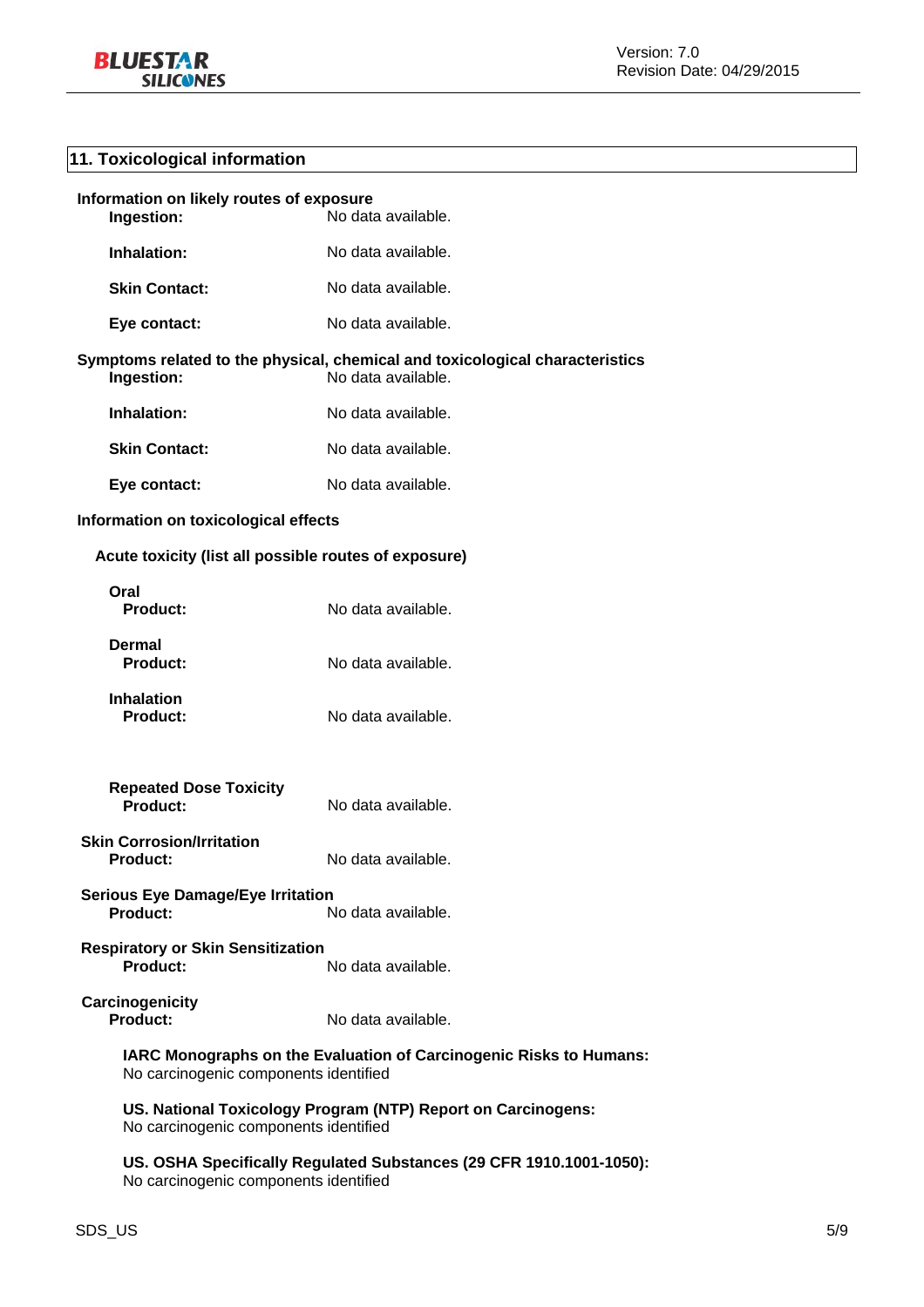## 11. Toxicological information

**Information on likely routes of exposure**

**Ingestion:** No data available.

**Inhalation:** No data available.

**Skin Contact:** No data available.

**Eye contact:** No data available.

**Symptoms related to the physical, chemical and toxicological characteristics**

**Ingestion:** No data available.

**Inhalation:** No data available.

**Skin Contact:** No data available.

**Eye contact:** No data available.

**Information on toxicological effects**

**Acute toxicity (list all possible routes of exposure)**

**Oral**
**Product:** No data available.

**Dermal**
**Product:** No data available.

**Inhalation**
**Product:** No data available.

**Repeated Dose Toxicity**
**Product:** No data available.

**Skin Corrosion/Irritation**
**Product:** No data available.

**Serious Eye Damage/Eye Irritation**
**Product:** No data available.

**Respiratory or Skin Sensitization**
**Product:** No data available.

**Carcinogenicity**
**Product:** No data available.

**IARC Monographs on the Evaluation of Carcinogenic Risks to Humans:**
No carcinogenic components identified

**US. National Toxicology Program (NTP) Report on Carcinogens:**
No carcinogenic components identified

**US. OSHA Specifically Regulated Substances (29 CFR 1910.1001-1050):**
No carcinogenic components identified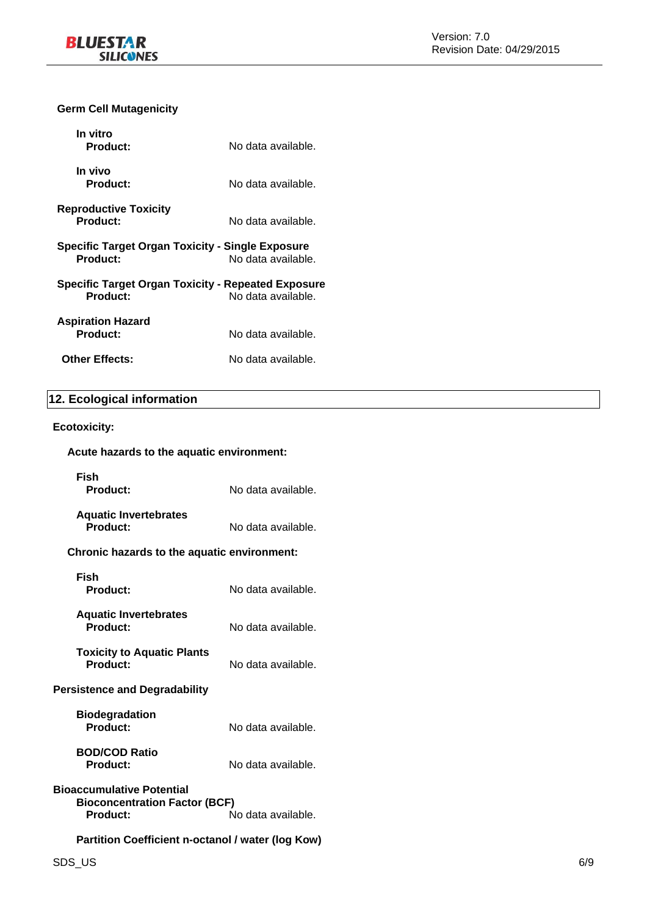**Germ Cell Mutagenicity**

**In vitro**

**Product:** No data available.

**In vivo**

**Product:** No data available.

**Reproductive Toxicity**

**Product:** No data available.

**Specific Target Organ Toxicity - Single Exposure**

**Product:** No data available.

**Specific Target Organ Toxicity - Repeated Exposure**

**Product:** No data available.

**Aspiration Hazard**

**Product:** No data available.

**Other Effects:** No data available.

## 12. Ecological information

**Ecotoxicity:**

**Acute hazards to the aquatic environment:**

**Fish**

**Product:** No data available.

**Aquatic Invertebrates**

**Product:** No data available.

**Chronic hazards to the aquatic environment:**

**Fish**

**Product:** No data available.

**Aquatic Invertebrates**

**Product:** No data available.

**Toxicity to Aquatic Plants**

**Product:** No data available.

**Persistence and Degradability**

**Biodegradation**

**Product:** No data available.

**BOD/COD Ratio**

**Product:** No data available.

**Bioaccumulative Potential**

**Bioconcentration Factor (BCF)**

**Product:** No data available.

**Partition Coefficient n-octanol / water (log Kow)**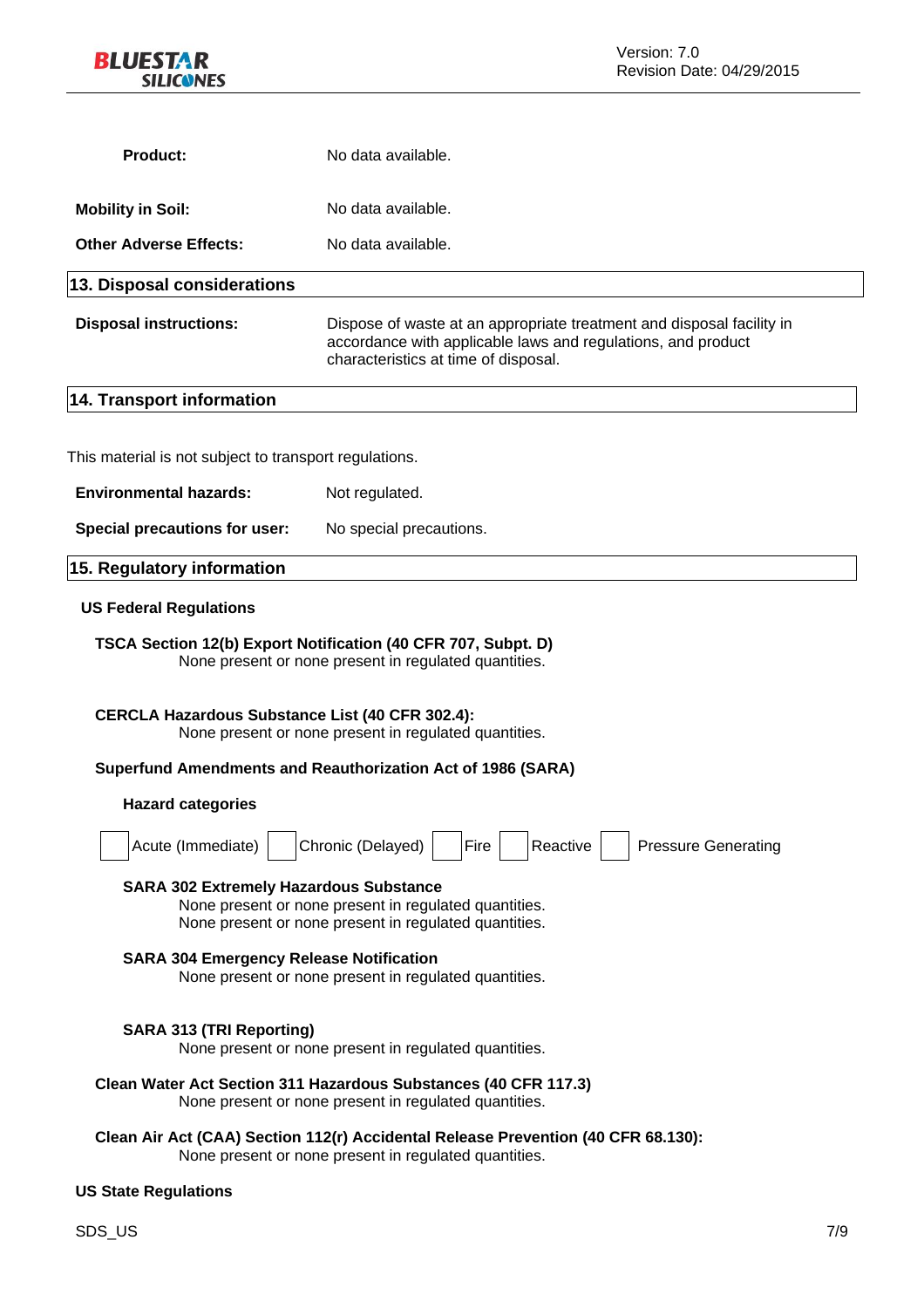**Product:** No data available.

**Mobility in Soil:** No data available.

**Other Adverse Effects:** No data available.

## 13. Disposal considerations

**Disposal instructions:** Dispose of waste at an appropriate treatment and disposal facility in accordance with applicable laws and regulations, and product characteristics at time of disposal.

## 14. Transport information

This material is not subject to transport regulations.

**Environmental hazards:** Not regulated.

**Special precautions for user:** No special precautions.

## 15. Regulatory information

### US Federal Regulations

**TSCA Section 12(b) Export Notification (40 CFR 707, Subpt. D)**
None present or none present in regulated quantities.

**CERCLA Hazardous Substance List (40 CFR 302.4):**
None present or none present in regulated quantities.

**Superfund Amendments and Reauthorization Act of 1986 (SARA)**

**Hazard categories**

☐ Acute (Immediate) ☐ Chronic (Delayed) ☐ Fire ☐ Reactive ☐ Pressure Generating

**SARA 302 Extremely Hazardous Substance**
None present or none present in regulated quantities.
None present or none present in regulated quantities.

**SARA 304 Emergency Release Notification**
None present or none present in regulated quantities.

**SARA 313 (TRI Reporting)**
None present or none present in regulated quantities.

**Clean Water Act Section 311 Hazardous Substances (40 CFR 117.3)**
None present or none present in regulated quantities.

**Clean Air Act (CAA) Section 112(r) Accidental Release Prevention (40 CFR 68.130):**
None present or none present in regulated quantities.

### US State Regulations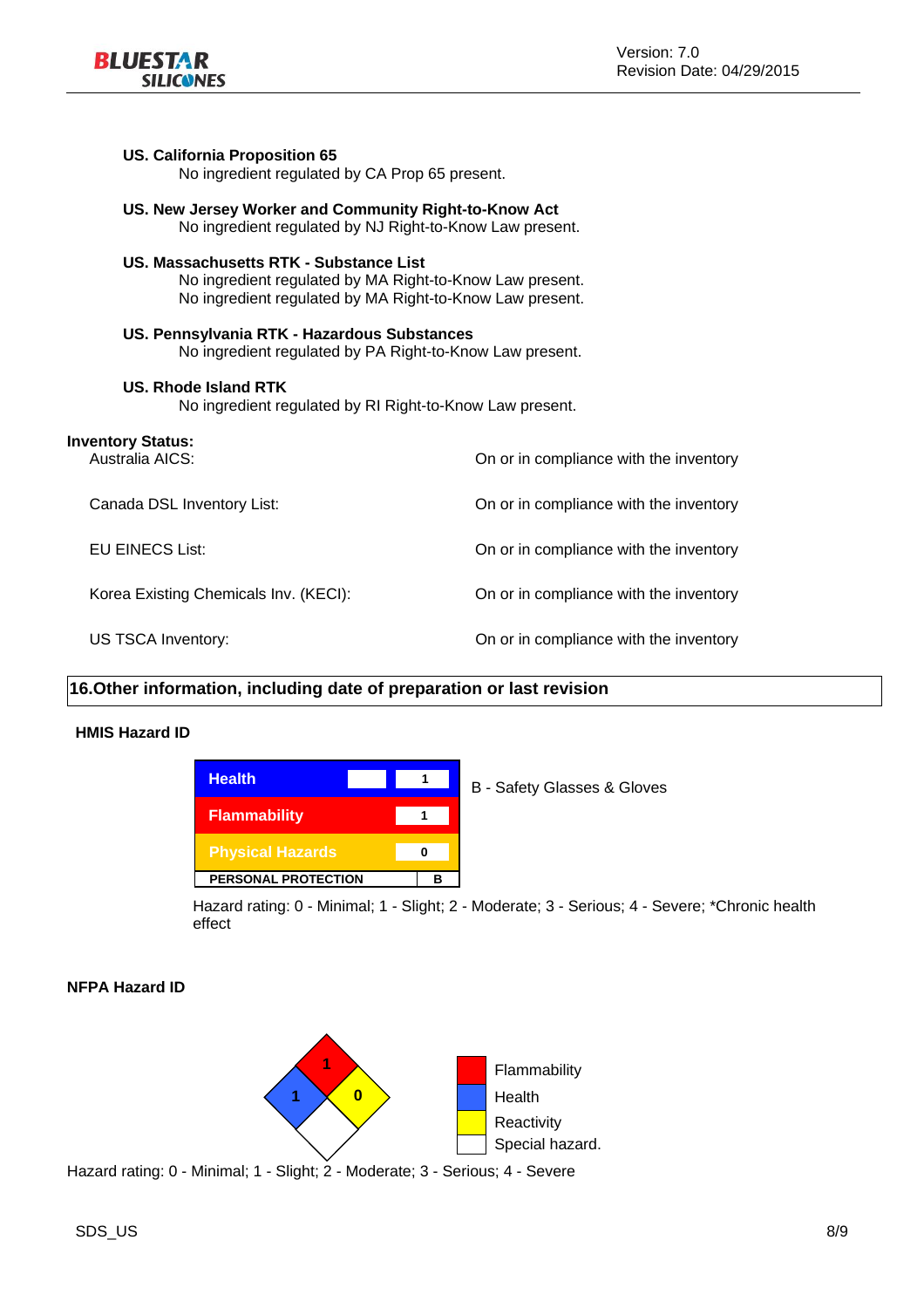**US. California Proposition 65**

No ingredient regulated by CA Prop 65 present.

**US. New Jersey Worker and Community Right-to-Know Act**

No ingredient regulated by NJ Right-to-Know Law present.

**US. Massachusetts RTK - Substance List**

No ingredient regulated by MA Right-to-Know Law present.
No ingredient regulated by MA Right-to-Know Law present.

**US. Pennsylvania RTK - Hazardous Substances**

No ingredient regulated by PA Right-to-Know Law present.

**US. Rhode Island RTK**

No ingredient regulated by RI Right-to-Know Law present.

**Inventory Status:**

| | |
|---|---|
| Australia AICS: | On or in compliance with the inventory |
| Canada DSL Inventory List: | On or in compliance with the inventory |
| EU EINECS List: | On or in compliance with the inventory |
| Korea Existing Chemicals Inv. (KECI): | On or in compliance with the inventory |
| US TSCA Inventory: | On or in compliance with the inventory |

## 16.Other information, including date of preparation or last revision

**HMIS Hazard ID**

| | | |
|---|---|---|
| Health | | 1 |
| Flammability | | 1 |
| Physical Hazards | | 0 |
| PERSONAL PROTECTION | | B |

B - Safety Glasses & Gloves

Hazard rating: 0 - Minimal; 1 - Slight; 2 - Moderate; 3 - Serious; 4 - Severe; *Chronic health effect

**NFPA Hazard ID**

| | |
|---|---|
| Flammability | 1 |
| Health | 1 |
| Reactivity | 0 |
| Special hazard. | |

Hazard rating: 0 - Minimal; 1 - Slight; 2 - Moderate; 3 - Serious; 4 - Severe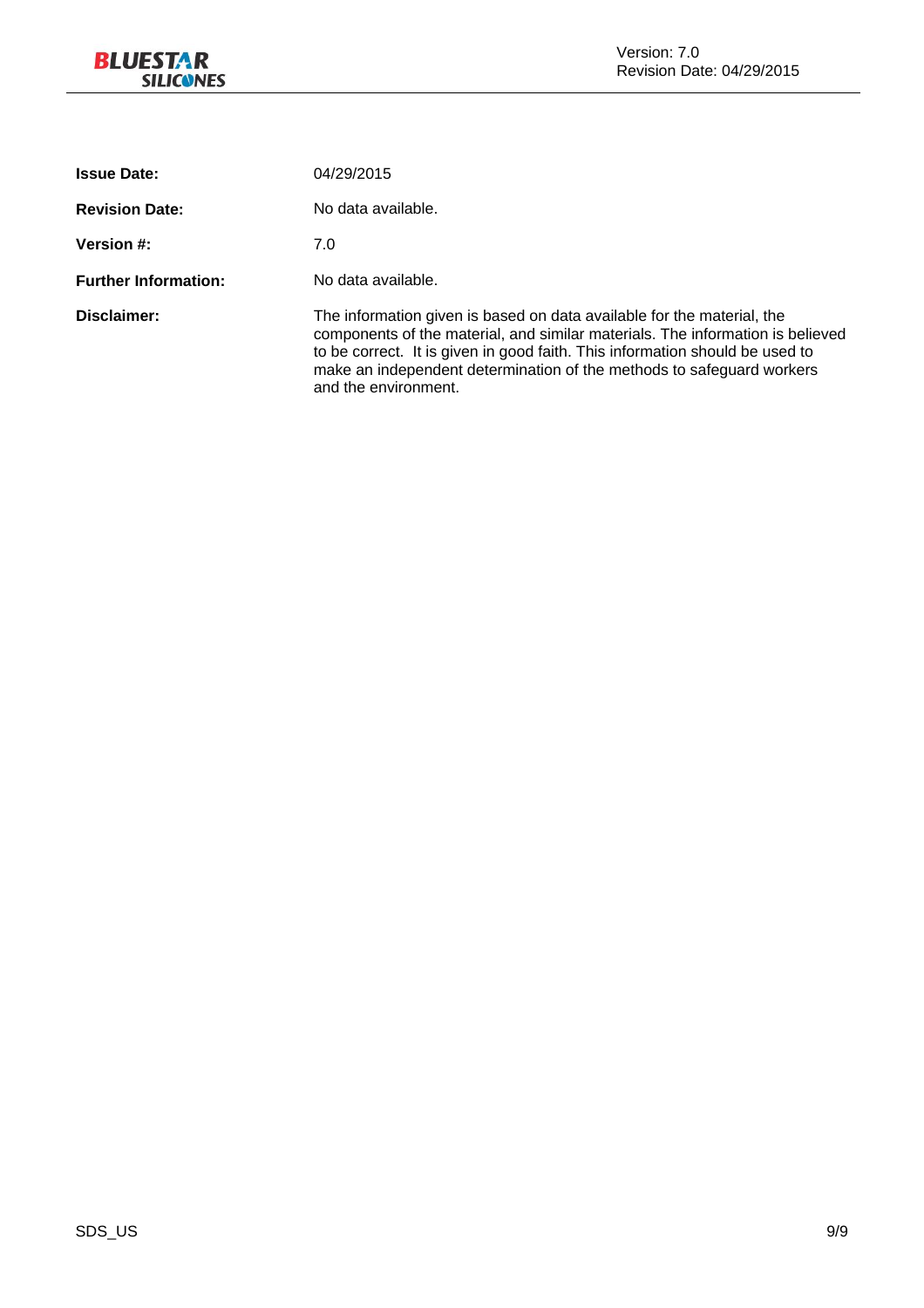| | |
|---|---|
| **Issue Date:** | 04/29/2015 |
| **Revision Date:** | No data available. |
| **Version #:** | 7.0 |
| **Further Information:** | No data available. |
| **Disclaimer:** | The information given is based on data available for the material, the components of the material, and similar materials. The information is believed to be correct. It is given in good faith. This information should be used to make an independent determination of the methods to safeguard workers and the environment. |